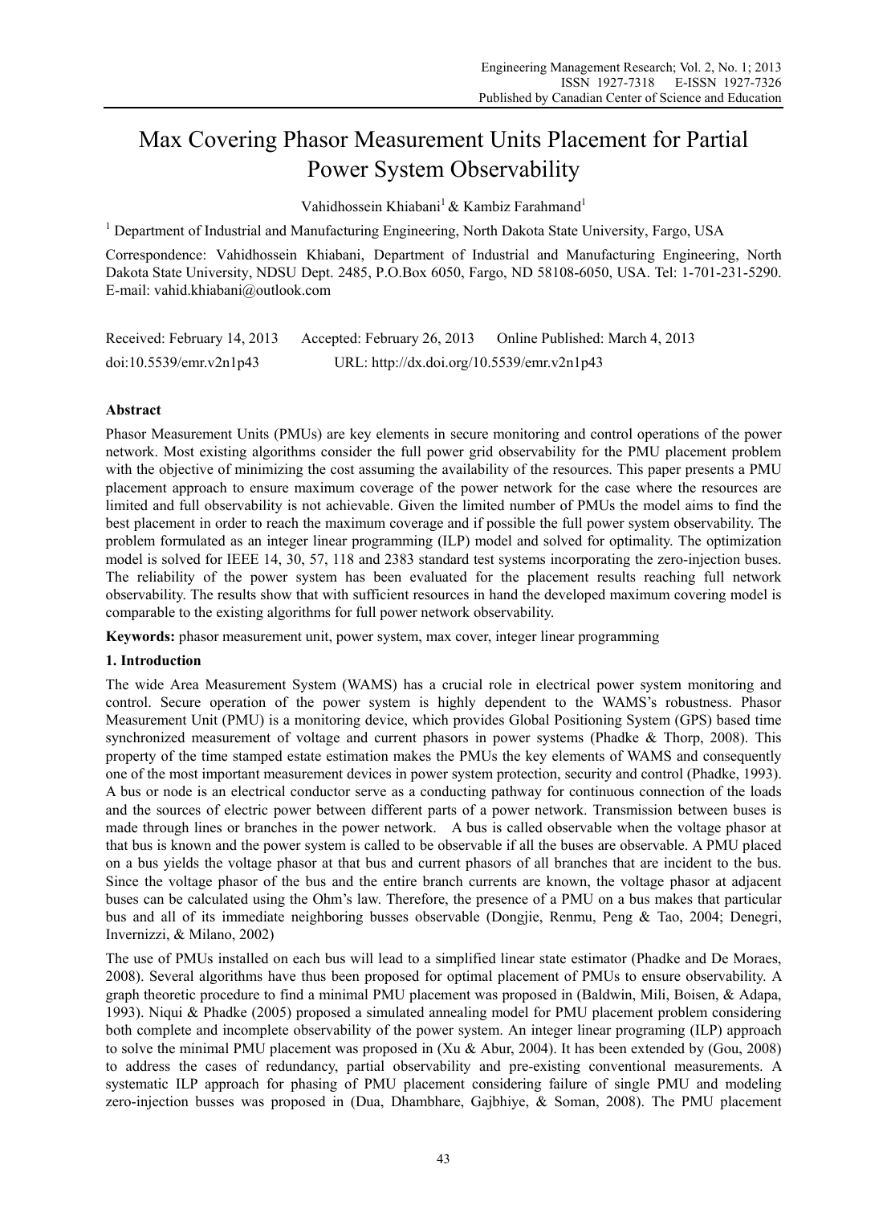# Max Covering Phasor Measurement Units Placement for Partial Power System Observability

Vahidhossein Khiabani[1] & Kambiz Farahmand[1]

[1] Department of Industrial and Manufacturing Engineering, North Dakota State University, Fargo, USA

Correspondence: Vahidhossein Khiabani, Department of Industrial and Manufacturing Engineering, North Dakota State University, NDSU Dept. 2485, P.O.Box 6050, Fargo, ND 58108-6050, USA. Tel: 1-701-231-5290. E-mail: vahid.khiabani@outlook.com

Received: February 14, 2013 Accepted: February 26, 2013 Online Published: March 4, 2013

doi:10.5539/emr.v2n1p43 URL: http://dx.doi.org/10.5539/emr.v2n1p43

## Abstract

Phasor Measurement Units (PMUs) are key elements in secure monitoring and control operations of the power network. Most existing algorithms consider the full power grid observability for the PMU placement problem with the objective of minimizing the cost assuming the availability of the resources. This paper presents a PMU placement approach to ensure maximum coverage of the power network for the case where the resources are limited and full observability is not achievable. Given the limited number of PMUs the model aims to find the best placement in order to reach the maximum coverage and if possible the full power system observability. The problem formulated as an integer linear programming (ILP) model and solved for optimality. The optimization model is solved for IEEE 14, 30, 57, 118 and 2383 standard test systems incorporating the zero-injection buses. The reliability of the power system has been evaluated for the placement results reaching full network observability. The results show that with sufficient resources in hand the developed maximum covering model is comparable to the existing algorithms for full power network observability.

**Keywords:** phasor measurement unit, power system, max cover, integer linear programming

## 1. Introduction

The wide Area Measurement System (WAMS) has a crucial role in electrical power system monitoring and control. Secure operation of the power system is highly dependent to the WAMS's robustness. Phasor Measurement Unit (PMU) is a monitoring device, which provides Global Positioning System (GPS) based time synchronized measurement of voltage and current phasors in power systems (Phadke & Thorp, 2008). This property of the time stamped estate estimation makes the PMUs the key elements of WAMS and consequently one of the most important measurement devices in power system protection, security and control (Phadke, 1993). A bus or node is an electrical conductor serve as a conducting pathway for continuous connection of the loads and the sources of electric power between different parts of a power network. Transmission between buses is made through lines or branches in the power network. A bus is called observable when the voltage phasor at that bus is known and the power system is called to be observable if all the buses are observable. A PMU placed on a bus yields the voltage phasor at that bus and current phasors of all branches that are incident to the bus. Since the voltage phasor of the bus and the entire branch currents are known, the voltage phasor at adjacent buses can be calculated using the Ohm's law. Therefore, the presence of a PMU on a bus makes that particular bus and all of its immediate neighboring busses observable (Dongjie, Renmu, Peng & Tao, 2004; Denegri, Invernizzi, & Milano, 2002)

The use of PMUs installed on each bus will lead to a simplified linear state estimator (Phadke and De Moraes, 2008). Several algorithms have thus been proposed for optimal placement of PMUs to ensure observability. A graph theoretic procedure to find a minimal PMU placement was proposed in (Baldwin, Mili, Boisen, & Adapa, 1993). Niqui & Phadke (2005) proposed a simulated annealing model for PMU placement problem considering both complete and incomplete observability of the power system. An integer linear programing (ILP) approach to solve the minimal PMU placement was proposed in (Xu & Abur, 2004). It has been extended by (Gou, 2008) to address the cases of redundancy, partial observability and pre-existing conventional measurements. A systematic ILP approach for phasing of PMU placement considering failure of single PMU and modeling zero-injection busses was proposed in (Dua, Dhambhare, Gajbhiye, & Soman, 2008). The PMU placement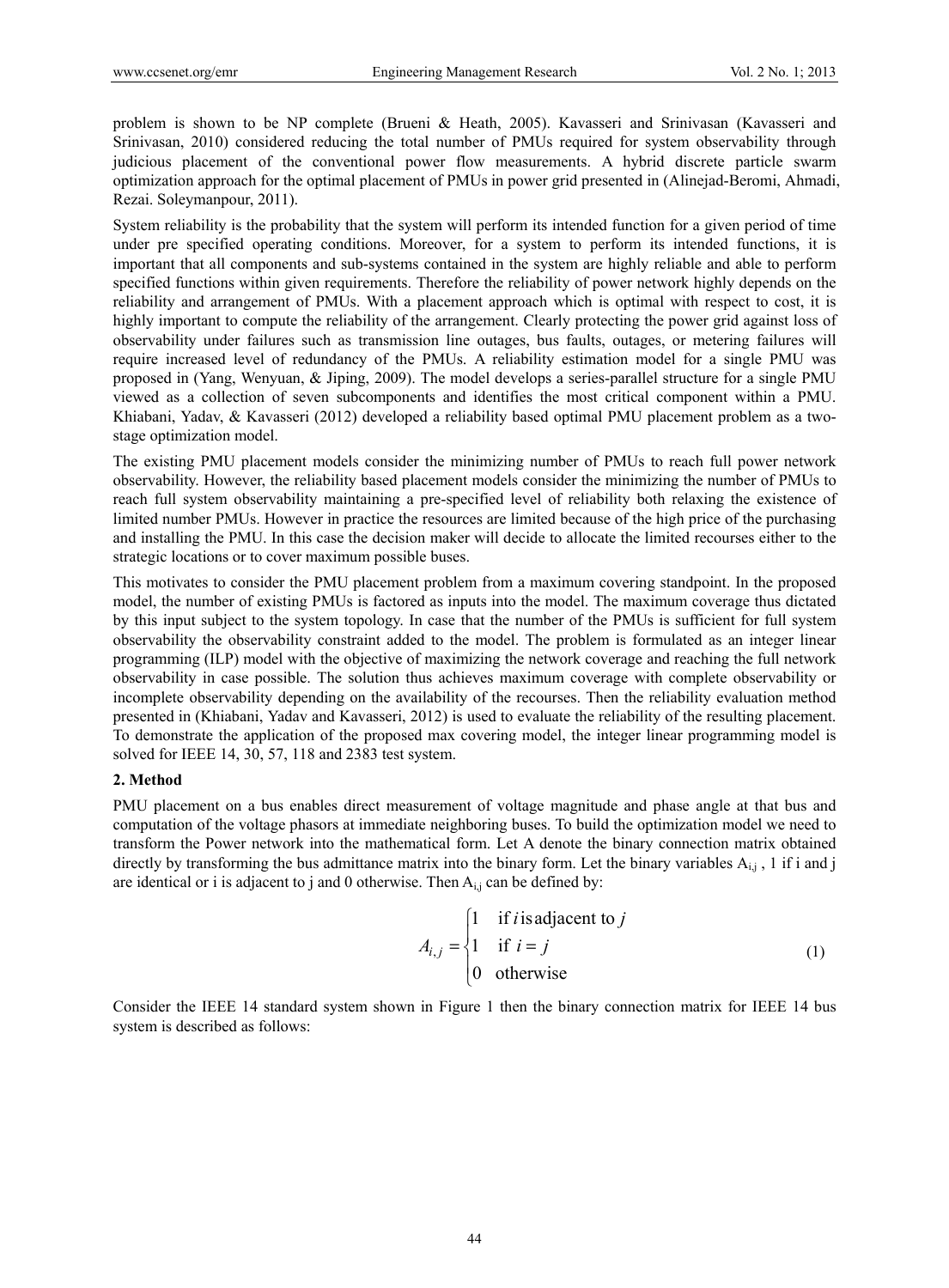problem is shown to be NP complete (Brueni & Heath, 2005). Kavasseri and Srinivasan (Kavasseri and Srinivasan, 2010) considered reducing the total number of PMUs required for system observability through judicious placement of the conventional power flow measurements. A hybrid discrete particle swarm optimization approach for the optimal placement of PMUs in power grid presented in (Alinejad-Beromi, Ahmadi, Rezai. Soleymanpour, 2011).

System reliability is the probability that the system will perform its intended function for a given period of time under pre specified operating conditions. Moreover, for a system to perform its intended functions, it is important that all components and sub-systems contained in the system are highly reliable and able to perform specified functions within given requirements. Therefore the reliability of power network highly depends on the reliability and arrangement of PMUs. With a placement approach which is optimal with respect to cost, it is highly important to compute the reliability of the arrangement. Clearly protecting the power grid against loss of observability under failures such as transmission line outages, bus faults, outages, or metering failures will require increased level of redundancy of the PMUs. A reliability estimation model for a single PMU was proposed in (Yang, Wenyuan, & Jiping, 2009). The model develops a series-parallel structure for a single PMU viewed as a collection of seven subcomponents and identifies the most critical component within a PMU. Khiabani, Yadav, & Kavasseri (2012) developed a reliability based optimal PMU placement problem as a two-stage optimization model.

The existing PMU placement models consider the minimizing number of PMUs to reach full power network observability. However, the reliability based placement models consider the minimizing the number of PMUs to reach full system observability maintaining a pre-specified level of reliability both relaxing the existence of limited number PMUs. However in practice the resources are limited because of the high price of the purchasing and installing the PMU. In this case the decision maker will decide to allocate the limited recourses either to the strategic locations or to cover maximum possible buses.

This motivates to consider the PMU placement problem from a maximum covering standpoint. In the proposed model, the number of existing PMUs is factored as inputs into the model. The maximum coverage thus dictated by this input subject to the system topology. In case that the number of the PMUs is sufficient for full system observability the observability constraint added to the model. The problem is formulated as an integer linear programming (ILP) model with the objective of maximizing the network coverage and reaching the full network observability in case possible. The solution thus achieves maximum coverage with complete observability or incomplete observability depending on the availability of the recourses. Then the reliability evaluation method presented in (Khiabani, Yadav and Kavasseri, 2012) is used to evaluate the reliability of the resulting placement. To demonstrate the application of the proposed max covering model, the integer linear programming model is solved for IEEE 14, 30, 57, 118 and 2383 test system.

## 2. Method

PMU placement on a bus enables direct measurement of voltage magnitude and phase angle at that bus and computation of the voltage phasors at immediate neighboring buses. To build the optimization model we need to transform the Power network into the mathematical form. Let A denote the binary connection matrix obtained directly by transforming the bus admittance matrix into the binary form. Let the binary variables $A_{i,j}$ , 1 if i and j are identical or i is adjacent to j and 0 otherwise. Then $A_{i,j}$ can be defined by:

$$A_{i,j} = \begin{cases} 1 & \text{if } i \text{ is adjacent to } j \\ 1 & \text{if } i = j \\ 0 & \text{otherwise} \end{cases} \tag{1}$$

Consider the IEEE 14 standard system shown in Figure 1 then the binary connection matrix for IEEE 14 bus system is described as follows: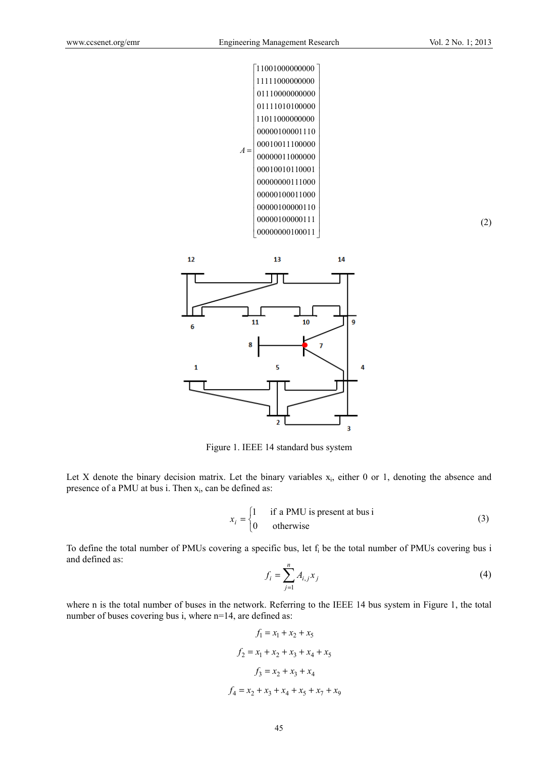$$
A = \begin{bmatrix}
11001000000000 \\
11111000000000 \\
01110000000000 \\
01111010100000 \\
11011000000000 \\
00000100001110 \\
00010011100000 \\
00000011000000 \\
00010010110001 \\
00000000111000 \\
00000100011000 \\
00000100000110 \\
00000100000111 \\
00000000100011
\end{bmatrix} \tag{2}
$$

Figure 1. IEEE 14 standard bus system

Let X denote the binary decision matrix. Let the binary variables $x_i$, either 0 or 1, denoting the absence and presence of a PMU at bus i. Then $x_i$, can be defined as:

$$
x_i = \begin{cases} 1 & \text{if a PMU is present at bus i} \\ 0 & \text{otherwise} \end{cases} \tag{3}
$$

To define the total number of PMUs covering a specific bus, let $f_i$ be the total number of PMUs covering bus i and defined as:

$$
f_i = \sum_{j=1}^{n} A_{i,j} x_j \tag{4}
$$

where n is the total number of buses in the network. Referring to the IEEE 14 bus system in Figure 1, the total number of buses covering bus i, where n=14, are defined as:

$$f_1 = x_1 + x_2 + x_5$$

$$f_2 = x_1 + x_2 + x_3 + x_4 + x_5$$

$$f_3 = x_2 + x_3 + x_4$$

$$f_4 = x_2 + x_3 + x_4 + x_5 + x_7 + x_9$$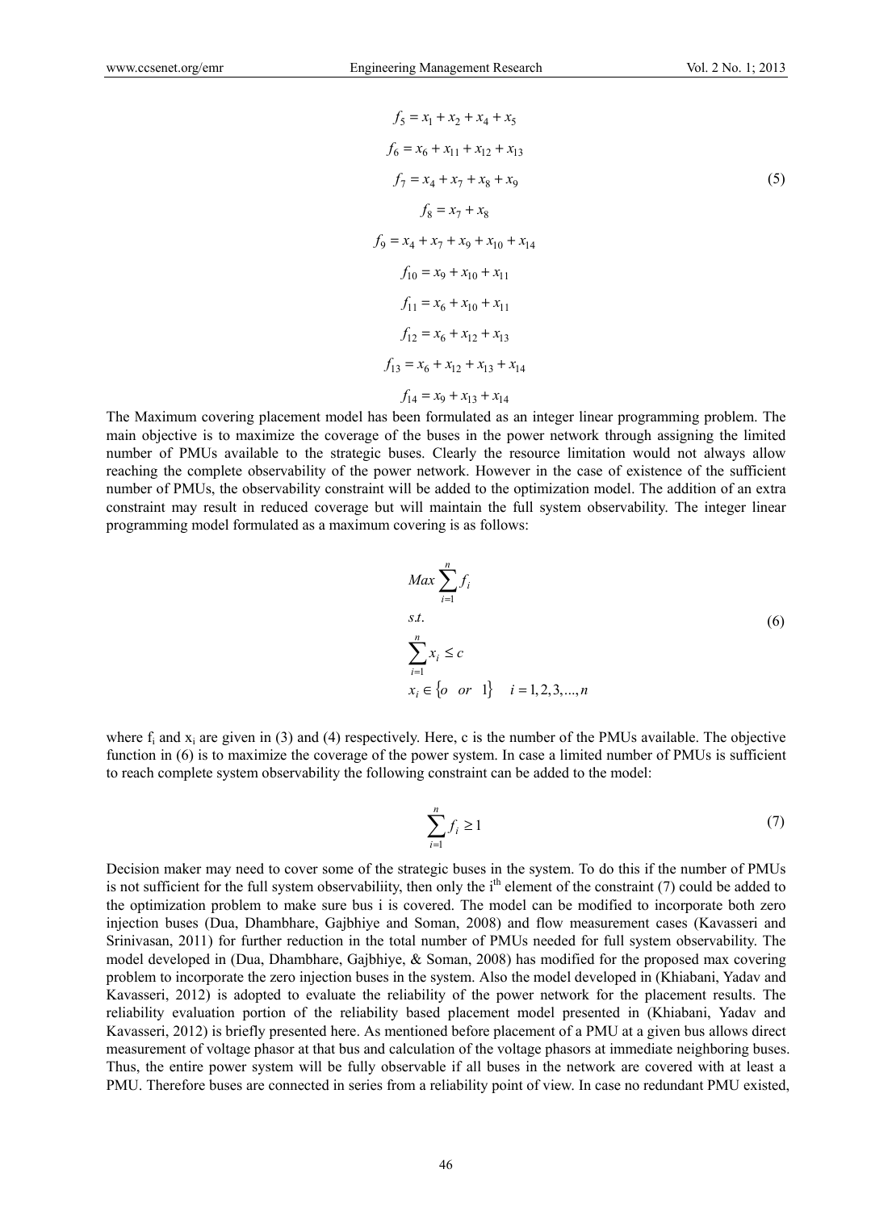$$
\begin{aligned}
f_5 &= x_1 + x_2 + x_4 + x_5 \\
f_6 &= x_6 + x_{11} + x_{12} + x_{13} \\
f_7 &= x_4 + x_7 + x_8 + x_9 \\
f_8 &= x_7 + x_8 \\
f_9 &= x_4 + x_7 + x_9 + x_{10} + x_{14} \\
f_{10} &= x_9 + x_{10} + x_{11} \\
f_{11} &= x_6 + x_{10} + x_{11} \\
f_{12} &= x_6 + x_{12} + x_{13} \\
f_{13} &= x_6 + x_{12} + x_{13} + x_{14} \\
f_{14} &= x_9 + x_{13} + x_{14}
\end{aligned}
\tag{5}
$$

The Maximum covering placement model has been formulated as an integer linear programming problem. The main objective is to maximize the coverage of the buses in the power network through assigning the limited number of PMUs available to the strategic buses. Clearly the resource limitation would not always allow reaching the complete observability of the power network. However in the case of existence of the sufficient number of PMUs, the observability constraint will be added to the optimization model. The addition of an extra constraint may result in reduced coverage but will maintain the full system observability. The integer linear programming model formulated as a maximum covering is as follows:

$$
\begin{aligned}
& Max \sum_{i=1}^{n} f_i \\
& s.t. \\
& \sum_{i=1}^{n} x_i \leq c \\
& x_i \in \{o \quad or \quad 1\} \quad i = 1, 2, 3, ..., n
\end{aligned}
\tag{6}
$$

where $f_i$ and $x_i$ are given in (3) and (4) respectively. Here, c is the number of the PMUs available. The objective function in (6) is to maximize the coverage of the power system. In case a limited number of PMUs is sufficient to reach complete system observability the following constraint can be added to the model:

$$
\sum_{i=1}^{n} f_i \geq 1 \tag{7}
$$

Decision maker may need to cover some of the strategic buses in the system. To do this if the number of PMUs is not sufficient for the full system observability, then only the $i^{th}$ element of the constraint (7) could be added to the optimization problem to make sure bus i is covered. The model can be modified to incorporate both zero injection buses (Dua, Dhambhare, Gajbhiye and Soman, 2008) and flow measurement cases (Kavasseri and Srinivasan, 2011) for further reduction in the total number of PMUs needed for full system observability. The model developed in (Dua, Dhambhare, Gajbhiye, & Soman, 2008) has modified for the proposed max covering problem to incorporate the zero injection buses in the system. Also the model developed in (Khiabani, Yadav and Kavasseri, 2012) is adopted to evaluate the reliability of the power network for the placement results. The reliability evaluation portion of the reliability based placement model presented in (Khiabani, Yadav and Kavasseri, 2012) is briefly presented here. As mentioned before placement of a PMU at a given bus allows direct measurement of voltage phasor at that bus and calculation of the voltage phasors at immediate neighboring buses. Thus, the entire power system will be fully observable if all buses in the network are covered with at least a PMU. Therefore buses are connected in series from a reliability point of view. In case no redundant PMU existed,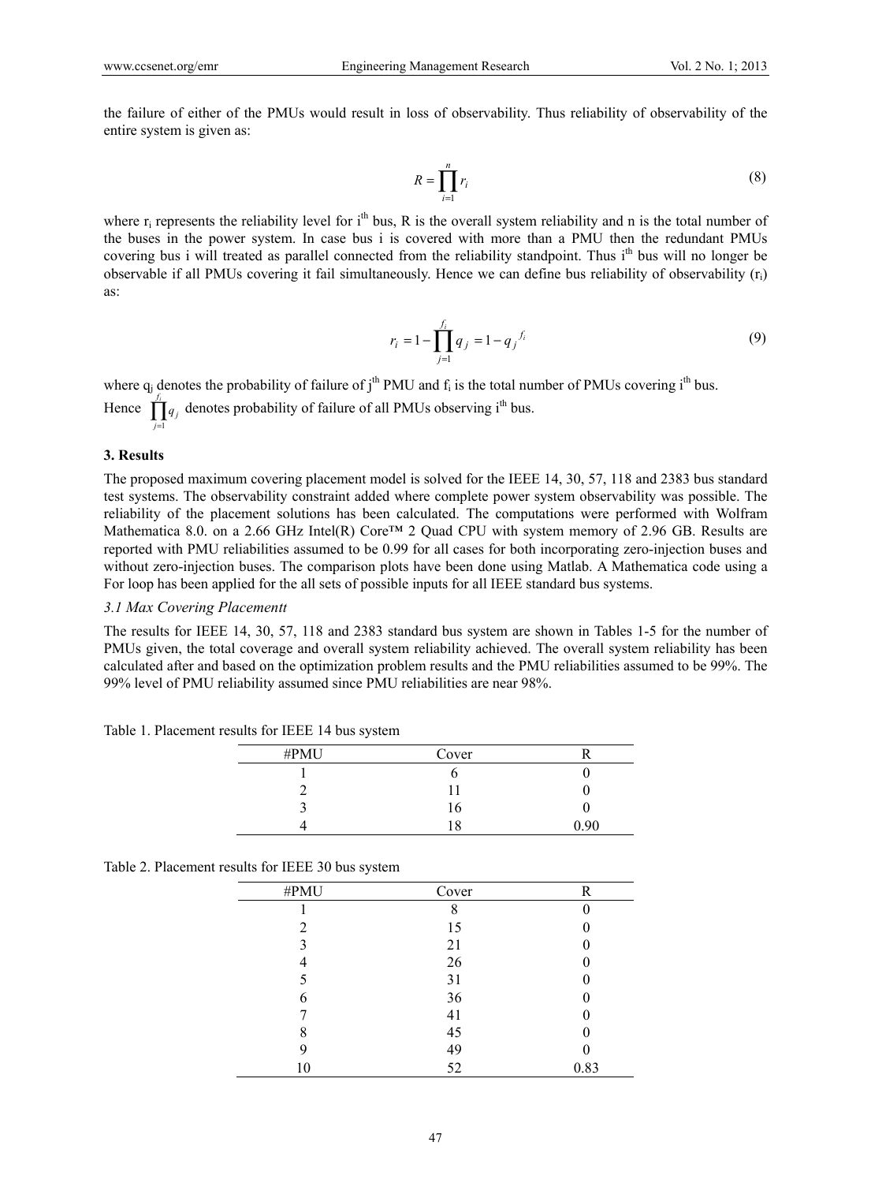the failure of either of the PMUs would result in loss of observability. Thus reliability of observability of the entire system is given as:

$$R = \prod_{i=1}^{n} r_i \tag{8}$$

where $r_i$ represents the reliability level for $i^{th}$ bus, R is the overall system reliability and n is the total number of the buses in the power system. In case bus i is covered with more than a PMU then the redundant PMUs covering bus i will treated as parallel connected from the reliability standpoint. Thus $i^{th}$ bus will no longer be observable if all PMUs covering it fail simultaneously. Hence we can define bus reliability of observability ($r_i$) as:

$$r_i = 1 - \prod_{j=1}^{f_i} q_j = 1 - q_j^{\ f_i} \tag{9}$$

where $q_j$ denotes the probability of failure of $j^{th}$ PMU and $f_i$ is the total number of PMUs covering $i^{th}$ bus. Hence $\prod_{j=1}^{f_i} q_j$ denotes probability of failure of all PMUs observing $i^{th}$ bus.

### 3. Results

The proposed maximum covering placement model is solved for the IEEE 14, 30, 57, 118 and 2383 bus standard test systems. The observability constraint added where complete power system observability was possible. The reliability of the placement solutions has been calculated. The computations were performed with Wolfram Mathematica 8.0. on a 2.66 GHz Intel(R) Core™ 2 Quad CPU with system memory of 2.96 GB. Results are reported with PMU reliabilities assumed to be 0.99 for all cases for both incorporating zero-injection buses and without zero-injection buses. The comparison plots have been done using Matlab. A Mathematica code using a For loop has been applied for the all sets of possible inputs for all IEEE standard bus systems.

#### *3.1 Max Covering Placementt*

The results for IEEE 14, 30, 57, 118 and 2383 standard bus system are shown in Tables 1-5 for the number of PMUs given, the total coverage and overall system reliability achieved. The overall system reliability has been calculated after and based on the optimization problem results and the PMU reliabilities assumed to be 99%. The 99% level of PMU reliability assumed since PMU reliabilities are near 98%.

Table 1. Placement results for IEEE 14 bus system

| #PMU | Cover | R |
|---|---|---|
| 1 | 6 | 0 |
| 2 | 11 | 0 |
| 3 | 16 | 0 |
| 4 | 18 | 0.90 |

Table 2. Placement results for IEEE 30 bus system

| #PMU | Cover | R |
|---|---|---|
| 1 | 8 | 0 |
| 2 | 15 | 0 |
| 3 | 21 | 0 |
| 4 | 26 | 0 |
| 5 | 31 | 0 |
| 6 | 36 | 0 |
| 7 | 41 | 0 |
| 8 | 45 | 0 |
| 9 | 49 | 0 |
| 10 | 52 | 0.83 |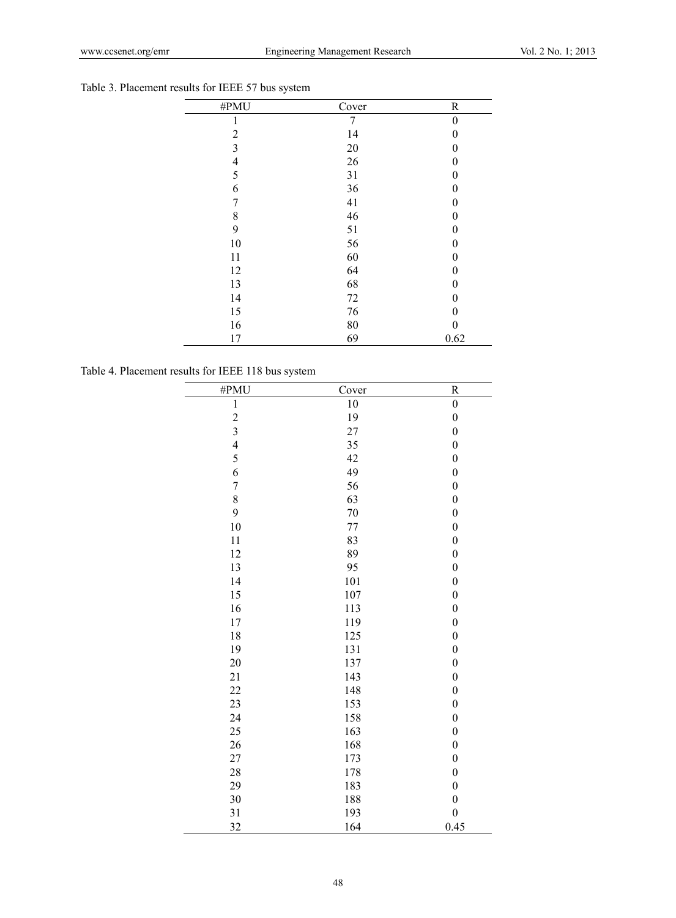Table 3. Placement results for IEEE 57 bus system

| #PMU | Cover | R |
|---|---|---|
| 1 | 7 | 0 |
| 2 | 14 | 0 |
| 3 | 20 | 0 |
| 4 | 26 | 0 |
| 5 | 31 | 0 |
| 6 | 36 | 0 |
| 7 | 41 | 0 |
| 8 | 46 | 0 |
| 9 | 51 | 0 |
| 10 | 56 | 0 |
| 11 | 60 | 0 |
| 12 | 64 | 0 |
| 13 | 68 | 0 |
| 14 | 72 | 0 |
| 15 | 76 | 0 |
| 16 | 80 | 0 |
| 17 | 69 | 0.62 |

Table 4. Placement results for IEEE 118 bus system

| #PMU | Cover | R |
|---|---|---|
| 1 | 10 | 0 |
| 2 | 19 | 0 |
| 3 | 27 | 0 |
| 4 | 35 | 0 |
| 5 | 42 | 0 |
| 6 | 49 | 0 |
| 7 | 56 | 0 |
| 8 | 63 | 0 |
| 9 | 70 | 0 |
| 10 | 77 | 0 |
| 11 | 83 | 0 |
| 12 | 89 | 0 |
| 13 | 95 | 0 |
| 14 | 101 | 0 |
| 15 | 107 | 0 |
| 16 | 113 | 0 |
| 17 | 119 | 0 |
| 18 | 125 | 0 |
| 19 | 131 | 0 |
| 20 | 137 | 0 |
| 21 | 143 | 0 |
| 22 | 148 | 0 |
| 23 | 153 | 0 |
| 24 | 158 | 0 |
| 25 | 163 | 0 |
| 26 | 168 | 0 |
| 27 | 173 | 0 |
| 28 | 178 | 0 |
| 29 | 183 | 0 |
| 30 | 188 | 0 |
| 31 | 193 | 0 |
| 32 | 164 | 0.45 |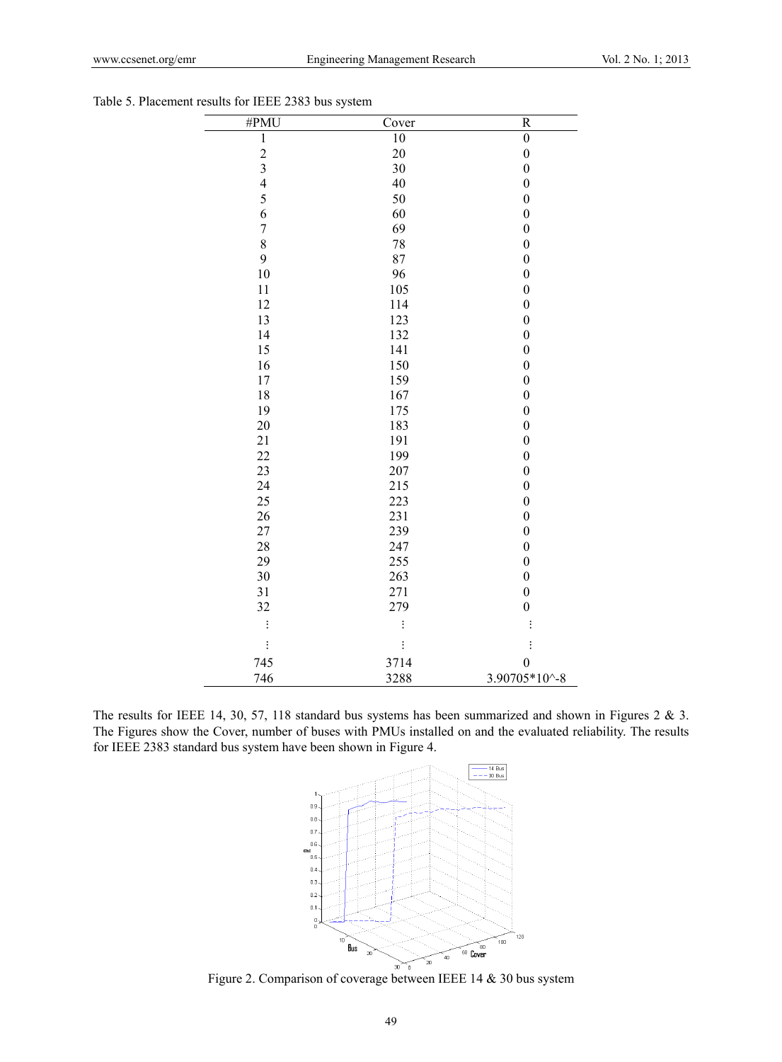Table 5. Placement results for IEEE 2383 bus system

| #PMU | Cover | R |
|---|---|---|
| 1 | 10 | 0 |
| 2 | 20 | 0 |
| 3 | 30 | 0 |
| 4 | 40 | 0 |
| 5 | 50 | 0 |
| 6 | 60 | 0 |
| 7 | 69 | 0 |
| 8 | 78 | 0 |
| 9 | 87 | 0 |
| 10 | 96 | 0 |
| 11 | 105 | 0 |
| 12 | 114 | 0 |
| 13 | 123 | 0 |
| 14 | 132 | 0 |
| 15 | 141 | 0 |
| 16 | 150 | 0 |
| 17 | 159 | 0 |
| 18 | 167 | 0 |
| 19 | 175 | 0 |
| 20 | 183 | 0 |
| 21 | 191 | 0 |
| 22 | 199 | 0 |
| 23 | 207 | 0 |
| 24 | 215 | 0 |
| 25 | 223 | 0 |
| 26 | 231 | 0 |
| 27 | 239 | 0 |
| 28 | 247 | 0 |
| 29 | 255 | 0 |
| 30 | 263 | 0 |
| 31 | 271 | 0 |
| 32 | 279 | 0 |
| ⋮ | ⋮ | ⋮ |
| ⋮ | ⋮ | ⋮ |
| 745 | 3714 | 0 |
| 746 | 3288 | 3.90705*10^-8 |

The results for IEEE 14, 30, 57, 118 standard bus systems has been summarized and shown in Figures 2 & 3. The Figures show the Cover, number of buses with PMUs installed on and the evaluated reliability. The results for IEEE 2383 standard bus system have been shown in Figure 4.

Figure 2. Comparison of coverage between IEEE 14 & 30 bus system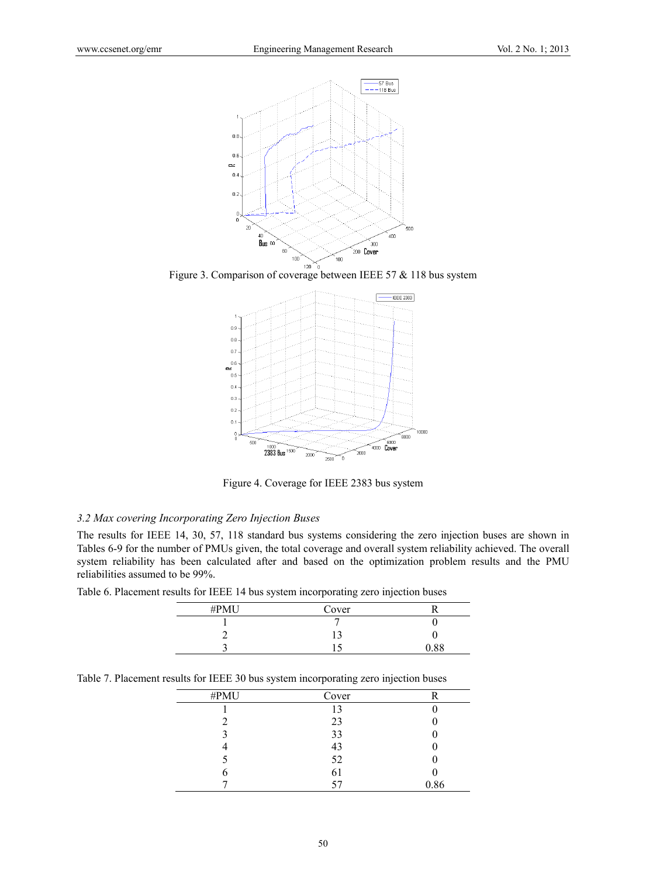Figure 3. Comparison of coverage between IEEE 57 & 118 bus system

Figure 4. Coverage for IEEE 2383 bus system

### *3.2 Max covering Incorporating Zero Injection Buses*

The results for IEEE 14, 30, 57, 118 standard bus systems considering the zero injection buses are shown in Tables 6-9 for the number of PMUs given, the total coverage and overall system reliability achieved. The overall system reliability has been calculated after and based on the optimization problem results and the PMU reliabilities assumed to be 99%.

Table 6. Placement results for IEEE 14 bus system incorporating zero injection buses

| #PMU | Cover | R |
|---|---|---|
| 1 | 7 | 0 |
| 2 | 13 | 0 |
| 3 | 15 | 0.88 |

Table 7. Placement results for IEEE 30 bus system incorporating zero injection buses

| #PMU | Cover | R |
|---|---|---|
| 1 | 13 | 0 |
| 2 | 23 | 0 |
| 3 | 33 | 0 |
| 4 | 43 | 0 |
| 5 | 52 | 0 |
| 6 | 61 | 0 |
| 7 | 57 | 0.86 |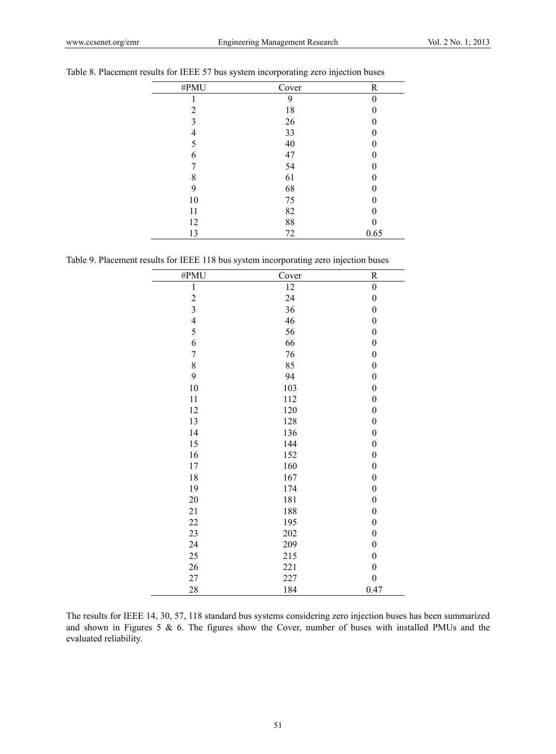Table 8. Placement results for IEEE 57 bus system incorporating zero injection buses

| #PMU | Cover | R |
|---|---|---|
| 1 | 9 | 0 |
| 2 | 18 | 0 |
| 3 | 26 | 0 |
| 4 | 33 | 0 |
| 5 | 40 | 0 |
| 6 | 47 | 0 |
| 7 | 54 | 0 |
| 8 | 61 | 0 |
| 9 | 68 | 0 |
| 10 | 75 | 0 |
| 11 | 82 | 0 |
| 12 | 88 | 0 |
| 13 | 72 | 0.65 |

Table 9. Placement results for IEEE 118 bus system incorporating zero injection buses

| #PMU | Cover | R |
|---|---|---|
| 1 | 12 | 0 |
| 2 | 24 | 0 |
| 3 | 36 | 0 |
| 4 | 46 | 0 |
| 5 | 56 | 0 |
| 6 | 66 | 0 |
| 7 | 76 | 0 |
| 8 | 85 | 0 |
| 9 | 94 | 0 |
| 10 | 103 | 0 |
| 11 | 112 | 0 |
| 12 | 120 | 0 |
| 13 | 128 | 0 |
| 14 | 136 | 0 |
| 15 | 144 | 0 |
| 16 | 152 | 0 |
| 17 | 160 | 0 |
| 18 | 167 | 0 |
| 19 | 174 | 0 |
| 20 | 181 | 0 |
| 21 | 188 | 0 |
| 22 | 195 | 0 |
| 23 | 202 | 0 |
| 24 | 209 | 0 |
| 25 | 215 | 0 |
| 26 | 221 | 0 |
| 27 | 227 | 0 |
| 28 | 184 | 0.47 |

The results for IEEE 14, 30, 57, 118 standard bus systems considering zero injection buses has been summarized and shown in Figures 5 & 6. The figures show the Cover, number of buses with installed PMUs and the evaluated reliability.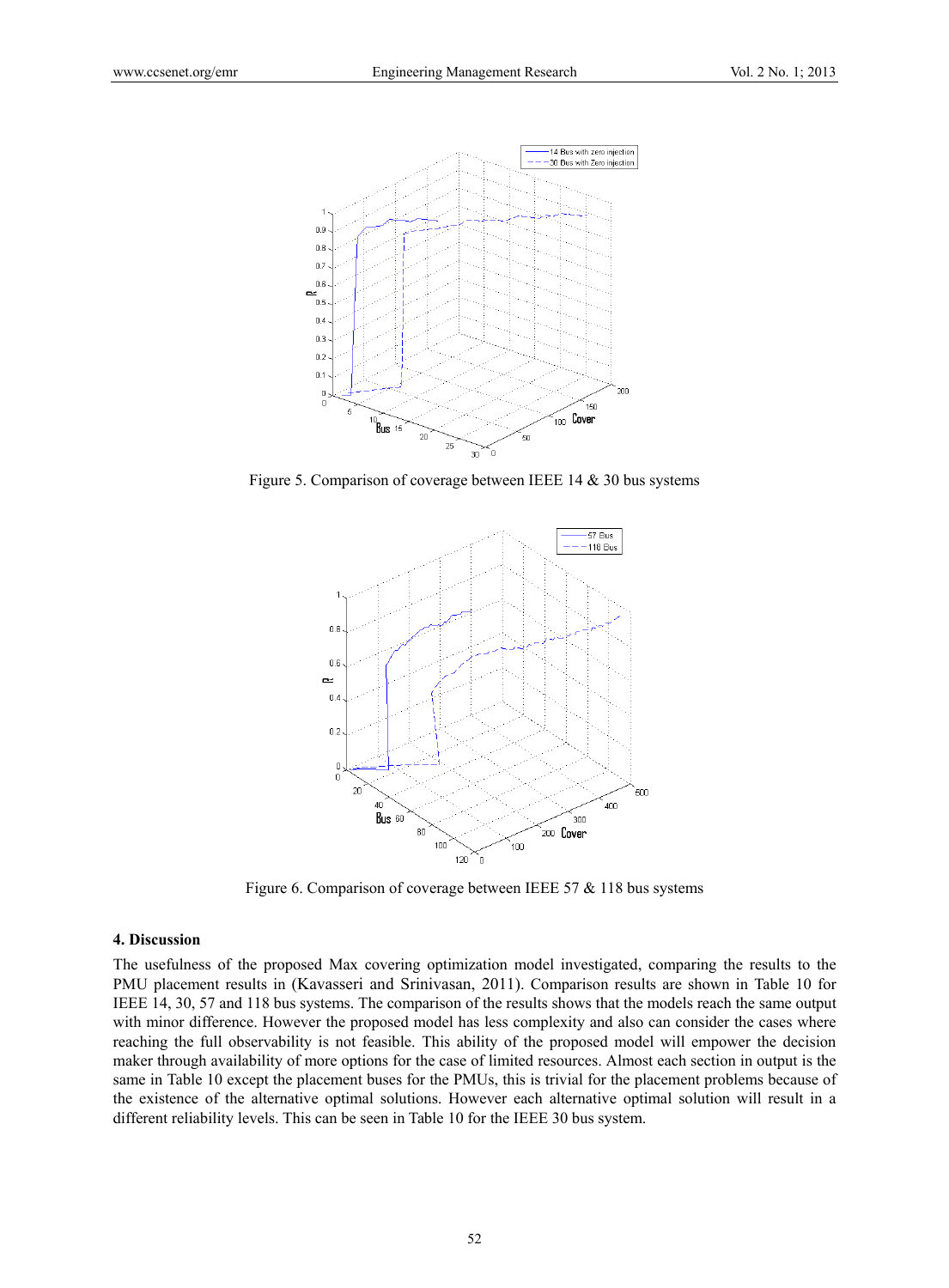Figure 5. Comparison of coverage between IEEE 14 & 30 bus systems

Figure 6. Comparison of coverage between IEEE 57 & 118 bus systems

### 4. Discussion

The usefulness of the proposed Max covering optimization model investigated, comparing the results to the PMU placement results in (Kavasseri and Srinivasan, 2011). Comparison results are shown in Table 10 for IEEE 14, 30, 57 and 118 bus systems. The comparison of the results shows that the models reach the same output with minor difference. However the proposed model has less complexity and also can consider the cases where reaching the full observability is not feasible. This ability of the proposed model will empower the decision maker through availability of more options for the case of limited resources. Almost each section in output is the same in Table 10 except the placement buses for the PMUs, this is trivial for the placement problems because of the existence of the alternative optimal solutions. However each alternative optimal solution will result in a different reliability levels. This can be seen in Table 10 for the IEEE 30 bus system.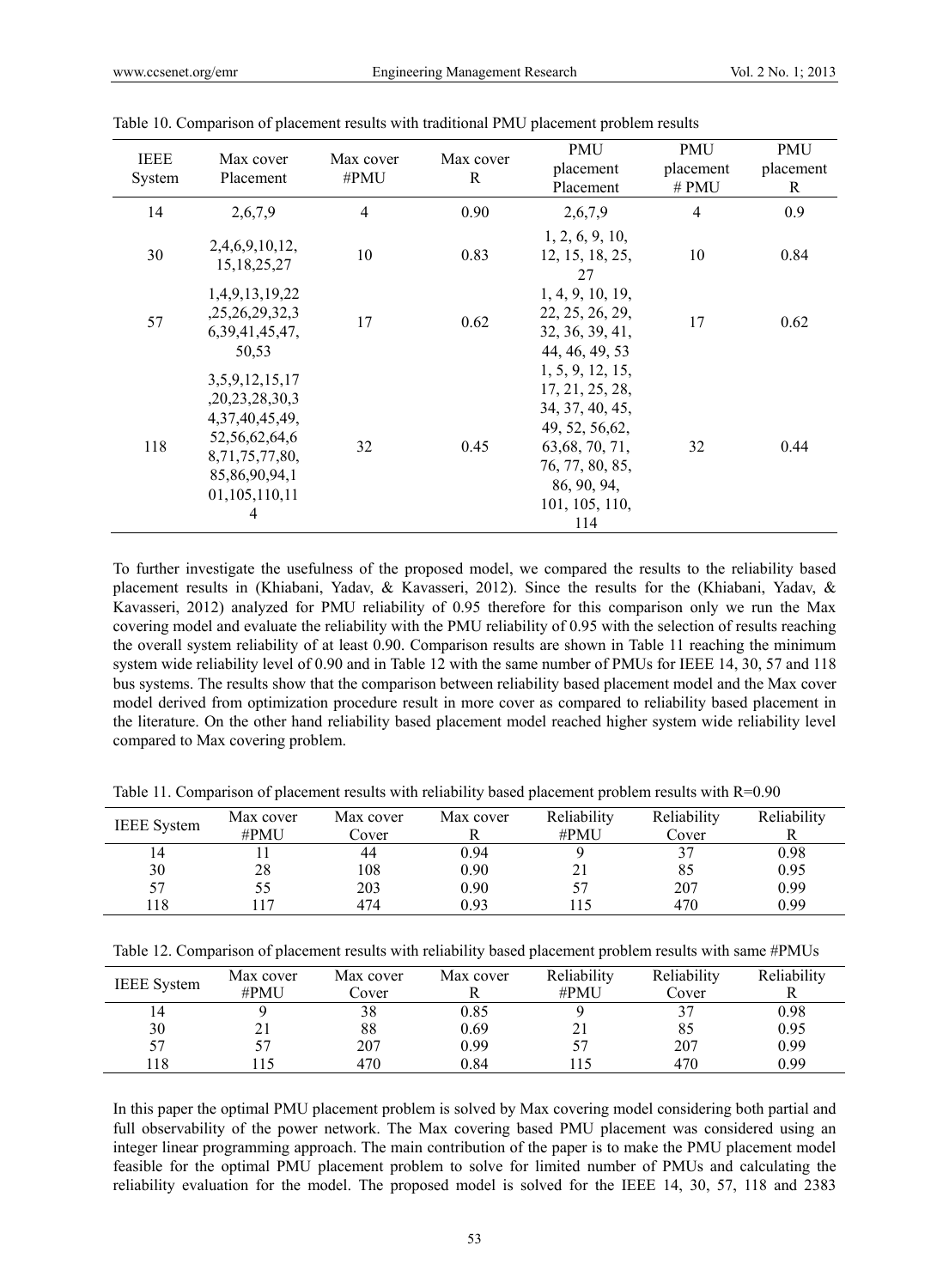Table 10. Comparison of placement results with traditional PMU placement problem results

| IEEE System | Max cover Placement | Max cover #PMU | Max cover R | PMU placement Placement | PMU placement # PMU | PMU placement R |
|---|---|---|---|---|---|---|
| 14 | 2,6,7,9 | 4 | 0.90 | 2,6,7,9 | 4 | 0.9 |
| 30 | 2,4,6,9,10,12, 15,18,25,27 | 10 | 0.83 | 1, 2, 6, 9, 10, 12, 15, 18, 25, 27 | 10 | 0.84 |
| 57 | 1,4,9,13,19,22 ,25,26,29,32,3 6,39,41,45,47, 50,53 | 17 | 0.62 | 1, 4, 9, 10, 19, 22, 25, 26, 29, 32, 36, 39, 41, 44, 46, 49, 53 | 17 | 0.62 |
| 118 | 3,5,9,12,15,17 ,20,23,28,30,3 4,37,40,45,49, 52,56,62,64,6 8,71,75,77,80, 85,86,90,94,1 01,105,110,11 4 | 32 | 0.45 | 1, 5, 9, 12, 15, 17, 21, 25, 28, 34, 37, 40, 45, 49, 52, 56,62, 63,68, 70, 71, 76, 77, 80, 85, 86, 90, 94, 101, 105, 110, 114 | 32 | 0.44 |

To further investigate the usefulness of the proposed model, we compared the results to the reliability based placement results in (Khiabani, Yadav, & Kavasseri, 2012). Since the results for the (Khiabani, Yadav, & Kavasseri, 2012) analyzed for PMU reliability of 0.95 therefore for this comparison only we run the Max covering model and evaluate the reliability with the PMU reliability of 0.95 with the selection of results reaching the overall system reliability of at least 0.90. Comparison results are shown in Table 11 reaching the minimum system wide reliability level of 0.90 and in Table 12 with the same number of PMUs for IEEE 14, 30, 57 and 118 bus systems. The results show that the comparison between reliability based placement model and the Max cover model derived from optimization procedure result in more cover as compared to reliability based placement in the literature. On the other hand reliability based placement model reached higher system wide reliability level compared to Max covering problem.

Table 11. Comparison of placement results with reliability based placement problem results with R=0.90

| IEEE System | Max cover #PMU | Max cover Cover | Max cover R | Reliability #PMU | Reliability Cover | Reliability R |
|---|---|---|---|---|---|---|
| 14 | 11 | 44 | 0.94 | 9 | 37 | 0.98 |
| 30 | 28 | 108 | 0.90 | 21 | 85 | 0.95 |
| 57 | 55 | 203 | 0.90 | 57 | 207 | 0.99 |
| 118 | 117 | 474 | 0.93 | 115 | 470 | 0.99 |

Table 12. Comparison of placement results with reliability based placement problem results with same #PMUs

| IEEE System | Max cover #PMU | Max cover Cover | Max cover R | Reliability #PMU | Reliability Cover | Reliability R |
|---|---|---|---|---|---|---|
| 14 | 9 | 38 | 0.85 | 9 | 37 | 0.98 |
| 30 | 21 | 88 | 0.69 | 21 | 85 | 0.95 |
| 57 | 57 | 207 | 0.99 | 57 | 207 | 0.99 |
| 118 | 115 | 470 | 0.84 | 115 | 470 | 0.99 |

In this paper the optimal PMU placement problem is solved by Max covering model considering both partial and full observability of the power network. The Max covering based PMU placement was considered using an integer linear programming approach. The main contribution of the paper is to make the PMU placement model feasible for the optimal PMU placement problem to solve for limited number of PMUs and calculating the reliability evaluation for the model. The proposed model is solved for the IEEE 14, 30, 57, 118 and 2383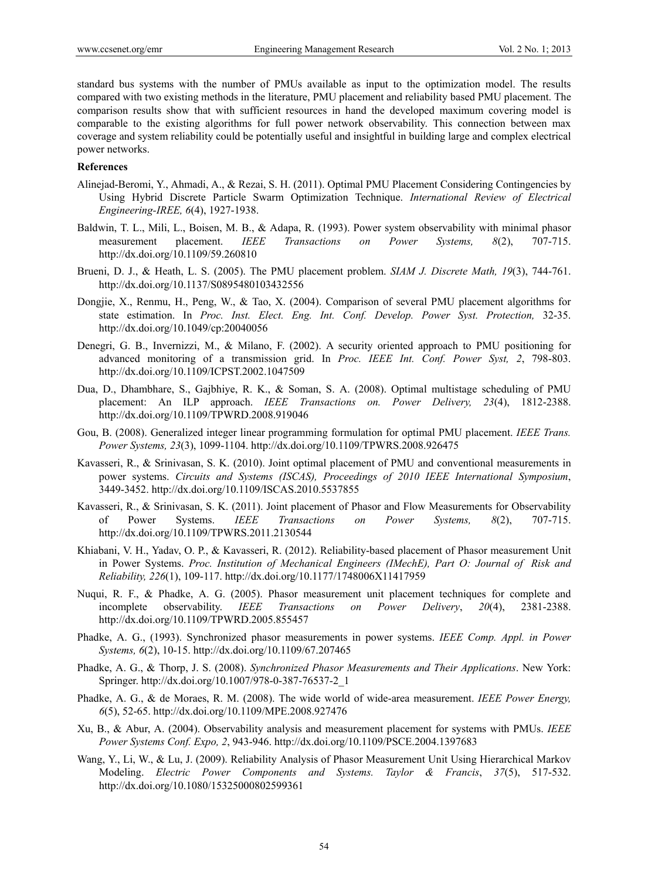standard bus systems with the number of PMUs available as input to the optimization model. The results compared with two existing methods in the literature, PMU placement and reliability based PMU placement. The comparison results show that with sufficient resources in hand the developed maximum covering model is comparable to the existing algorithms for full power network observability. This connection between max coverage and system reliability could be potentially useful and insightful in building large and complex electrical power networks.

**References**

Alinejad-Beromi, Y., Ahmadi, A., & Rezai, S. H. (2011). Optimal PMU Placement Considering Contingencies by Using Hybrid Discrete Particle Swarm Optimization Technique. *International Review of Electrical Engineering-IREE, 6*(4), 1927-1938.

Baldwin, T. L., Mili, L., Boisen, M. B., & Adapa, R. (1993). Power system observability with minimal phasor measurement placement. *IEEE Transactions on Power Systems, 8*(2), 707-715. http://dx.doi.org/10.1109/59.260810

Brueni, D. J., & Heath, L. S. (2005). The PMU placement problem. *SIAM J. Discrete Math, 19*(3), 744-761. http://dx.doi.org/10.1137/S0895480103432556

Dongjie, X., Renmu, H., Peng, W., & Tao, X. (2004). Comparison of several PMU placement algorithms for state estimation. In *Proc. Inst. Elect. Eng. Int. Conf. Develop. Power Syst. Protection,* 32-35. http://dx.doi.org/10.1049/cp:20040056

Denegri, G. B., Invernizzi, M., & Milano, F. (2002). A security oriented approach to PMU positioning for advanced monitoring of a transmission grid. In *Proc. IEEE Int. Conf. Power Syst, 2*, 798-803. http://dx.doi.org/10.1109/ICPST.2002.1047509

Dua, D., Dhambhare, S., Gajbhiye, R. K., & Soman, S. A. (2008). Optimal multistage scheduling of PMU placement: An ILP approach. *IEEE Transactions on. Power Delivery, 23*(4), 1812-2388. http://dx.doi.org/10.1109/TPWRD.2008.919046

Gou, B. (2008). Generalized integer linear programming formulation for optimal PMU placement. *IEEE Trans. Power Systems, 23*(3), 1099-1104. http://dx.doi.org/10.1109/TPWRS.2008.926475

Kavasseri, R., & Srinivasan, S. K. (2010). Joint optimal placement of PMU and conventional measurements in power systems. *Circuits and Systems (ISCAS), Proceedings of 2010 IEEE International Symposium*, 3449-3452. http://dx.doi.org/10.1109/ISCAS.2010.5537855

Kavasseri, R., & Srinivasan, S. K. (2011). Joint placement of Phasor and Flow Measurements for Observability of Power Systems. *IEEE Transactions on Power Systems, 8*(2), 707-715. http://dx.doi.org/10.1109/TPWRS.2011.2130544

Khiabani, V. H., Yadav, O. P., & Kavasseri, R. (2012). Reliability-based placement of Phasor measurement Unit in Power Systems. *Proc. Institution of Mechanical Engineers (IMechE), Part O: Journal of Risk and Reliability, 226*(1), 109-117. http://dx.doi.org/10.1177/1748006X11417959

Nuqui, R. F., & Phadke, A. G. (2005). Phasor measurement unit placement techniques for complete and incomplete observability. *IEEE Transactions on Power Delivery*, *20*(4), 2381-2388. http://dx.doi.org/10.1109/TPWRD.2005.855457

Phadke, A. G., (1993). Synchronized phasor measurements in power systems. *IEEE Comp. Appl. in Power Systems, 6*(2), 10-15. http://dx.doi.org/10.1109/67.207465

Phadke, A. G., & Thorp, J. S. (2008). *Synchronized Phasor Measurements and Their Applications*. New York: Springer. http://dx.doi.org/10.1007/978-0-387-76537-2_1

Phadke, A. G., & de Moraes, R. M. (2008). The wide world of wide-area measurement. *IEEE Power Energy, 6*(5), 52-65. http://dx.doi.org/10.1109/MPE.2008.927476

Xu, B., & Abur, A. (2004). Observability analysis and measurement placement for systems with PMUs. *IEEE Power Systems Conf. Expo, 2*, 943-946. http://dx.doi.org/10.1109/PSCE.2004.1397683

Wang, Y., Li, W., & Lu, J. (2009). Reliability Analysis of Phasor Measurement Unit Using Hierarchical Markov Modeling. *Electric Power Components and Systems. Taylor & Francis*, *37*(5), 517-532. http://dx.doi.org/10.1080/15325000802599361